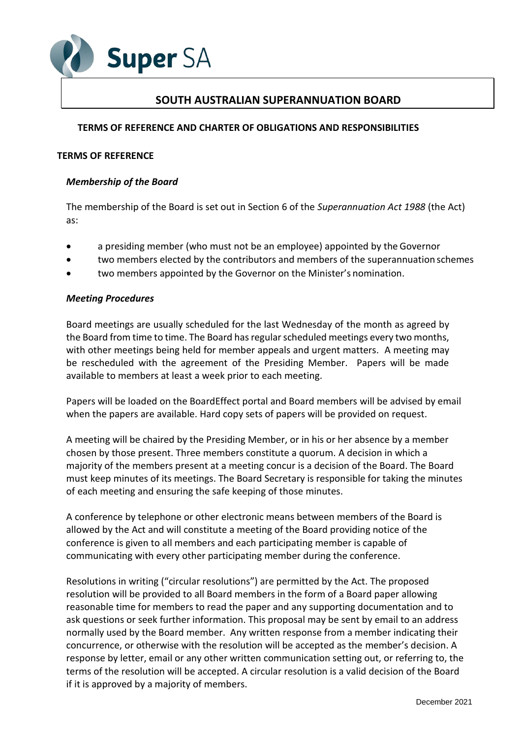Super SA

# SOUTH AUSTRALIAN SUPERANNUATION BOARD

## TERMS OF REFERENCE AND CHARTER OF OBLIGATIONS AND RESPONSIBILITIES

### TERMS OF REFERENCE

#### *Membership of the Board*

The membership of the Board is set out in Section 6 of the *Superannuation Act 1988* (the Act) as:

- a presiding member (who must not be an employee) appointed by the Governor
- two members elected by the contributors and members of the superannuation schemes
- two members appointed by the Governor on the Minister's nomination.

#### *Meeting Procedures*

Board meetings are usually scheduled for the last Wednesday of the month as agreed by the Board from time to time. The Board has regular scheduled meetings every two months, with other meetings being held for member appeals and urgent matters. A meeting may be rescheduled with the agreement of the Presiding Member. Papers will be made available to members at least a week prior to each meeting.

Papers will be loaded on the BoardEffect portal and Board members will be advised by email when the papers are available. Hard copy sets of papers will be provided on request.

A meeting will be chaired by the Presiding Member, or in his or her absence by a member chosen by those present. Three members constitute a quorum. A decision in which a majority of the members present at a meeting concur is a decision of the Board. The Board must keep minutes of its meetings. The Board Secretary is responsible for taking the minutes of each meeting and ensuring the safe keeping of those minutes.

A conference by telephone or other electronic means between members of the Board is allowed by the Act and will constitute a meeting of the Board providing notice of the conference is given to all members and each participating member is capable of communicating with every other participating member during the conference.

Resolutions in writing ("circular resolutions") are permitted by the Act. The proposed resolution will be provided to all Board members in the form of a Board paper allowing reasonable time for members to read the paper and any supporting documentation and to ask questions or seek further information. This proposal may be sent by email to an address normally used by the Board member. Any written response from a member indicating their concurrence, or otherwise with the resolution will be accepted as the member's decision. A response by letter, email or any other written communication setting out, or referring to, the terms of the resolution will be accepted. A circular resolution is a valid decision of the Board if it is approved by a majority of members.

December 2021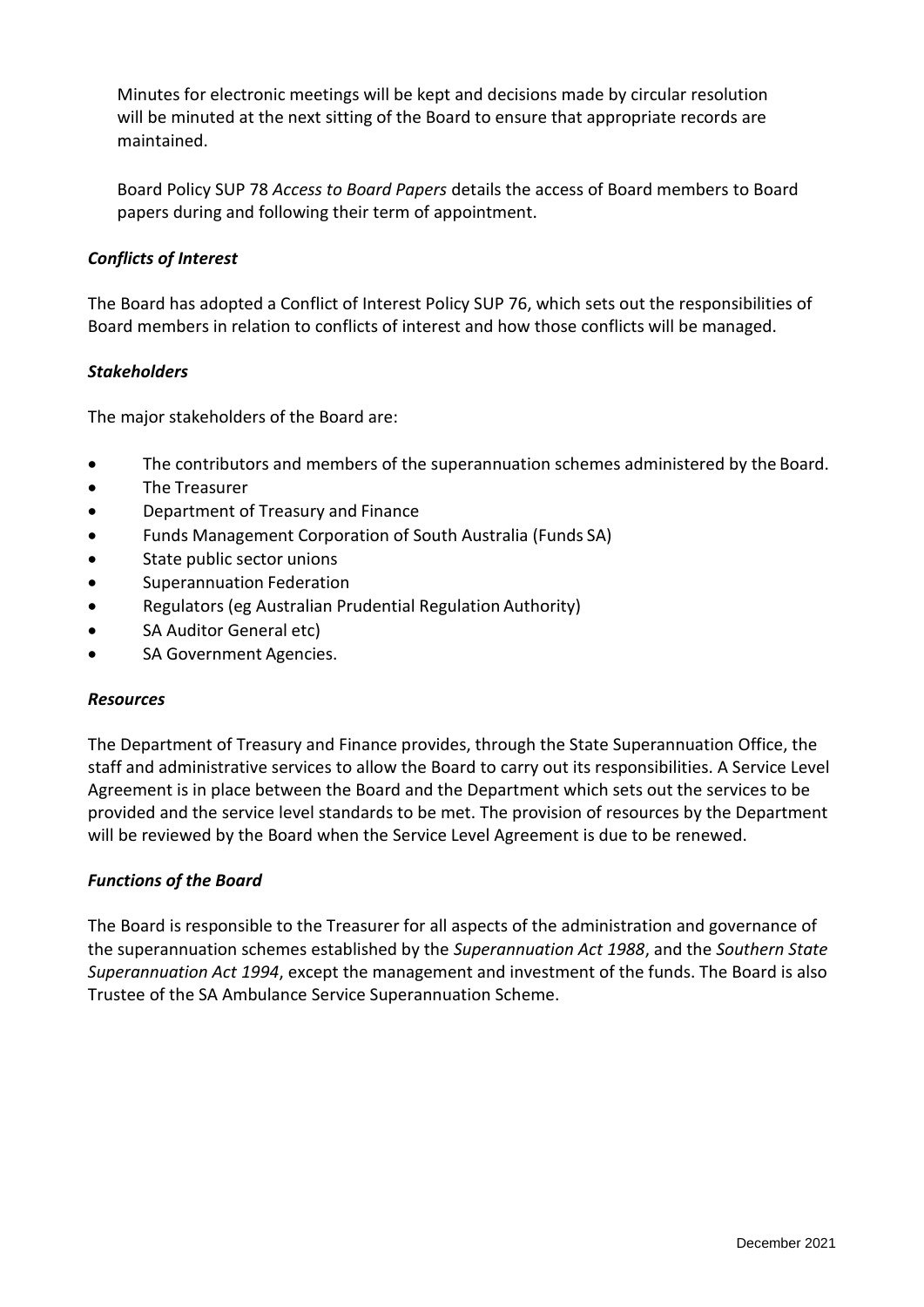Minutes for electronic meetings will be kept and decisions made by circular resolution will be minuted at the next sitting of the Board to ensure that appropriate records are maintained.

Board Policy SUP 78 *Access to Board Papers* details the access of Board members to Board papers during and following their term of appointment.

### *Conflicts of Interest*

The Board has adopted a Conflict of Interest Policy SUP 76, which sets out the responsibilities of Board members in relation to conflicts of interest and how those conflicts will be managed.

### *Stakeholders*

The major stakeholders of the Board are:

- The contributors and members of the superannuation schemes administered by the Board.
- The Treasurer
- Department of Treasury and Finance
- Funds Management Corporation of South Australia (Funds SA)
- State public sector unions
- Superannuation Federation
- Regulators (eg Australian Prudential Regulation Authority)
- SA Auditor General etc)
- SA Government Agencies.

### *Resources*

The Department of Treasury and Finance provides, through the State Superannuation Office, the staff and administrative services to allow the Board to carry out its responsibilities. A Service Level Agreement is in place between the Board and the Department which sets out the services to be provided and the service level standards to be met. The provision of resources by the Department will be reviewed by the Board when the Service Level Agreement is due to be renewed.

### *Functions of the Board*

The Board is responsible to the Treasurer for all aspects of the administration and governance of the superannuation schemes established by the *Superannuation Act 1988*, and the *Southern State Superannuation Act 1994*, except the management and investment of the funds. The Board is also Trustee of the SA Ambulance Service Superannuation Scheme.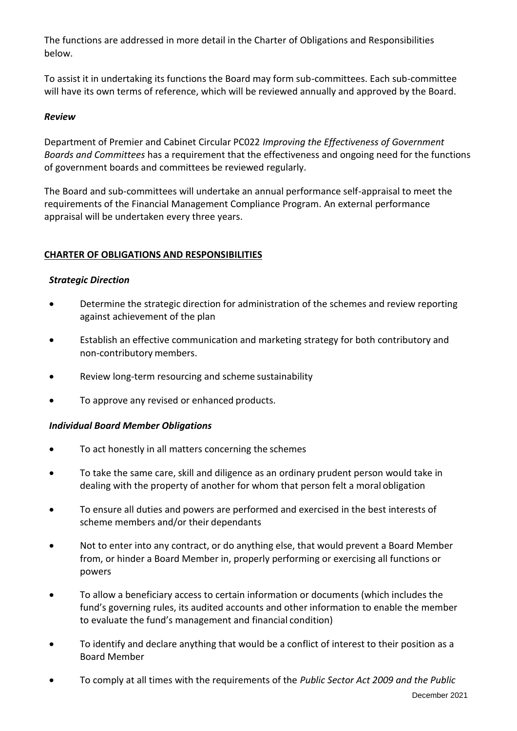The functions are addressed in more detail in the Charter of Obligations and Responsibilities below.

To assist it in undertaking its functions the Board may form sub-committees. Each sub-committee will have its own terms of reference, which will be reviewed annually and approved by the Board.

### *Review*

Department of Premier and Cabinet Circular PC022 *Improving the Effectiveness of Government Boards and Committees* has a requirement that the effectiveness and ongoing need for the functions of government boards and committees be reviewed regularly.

The Board and sub-committees will undertake an annual performance self-appraisal to meet the requirements of the Financial Management Compliance Program. An external performance appraisal will be undertaken every three years.

## **CHARTER OF OBLIGATIONS AND RESPONSIBILITIES**

### *Strategic Direction*

- Determine the strategic direction for administration of the schemes and review reporting against achievement of the plan
- Establish an effective communication and marketing strategy for both contributory and non-contributory members.
- Review long-term resourcing and scheme sustainability
- To approve any revised or enhanced products.

### *Individual Board Member Obligations*

- To act honestly in all matters concerning the schemes
- To take the same care, skill and diligence as an ordinary prudent person would take in dealing with the property of another for whom that person felt a moral obligation
- To ensure all duties and powers are performed and exercised in the best interests of scheme members and/or their dependants
- Not to enter into any contract, or do anything else, that would prevent a Board Member from, or hinder a Board Member in, properly performing or exercising all functions or powers
- To allow a beneficiary access to certain information or documents (which includes the fund's governing rules, its audited accounts and other information to enable the member to evaluate the fund's management and financial condition)
- To identify and declare anything that would be a conflict of interest to their position as a Board Member
- To comply at all times with the requirements of the *Public Sector Act 2009 and the Public*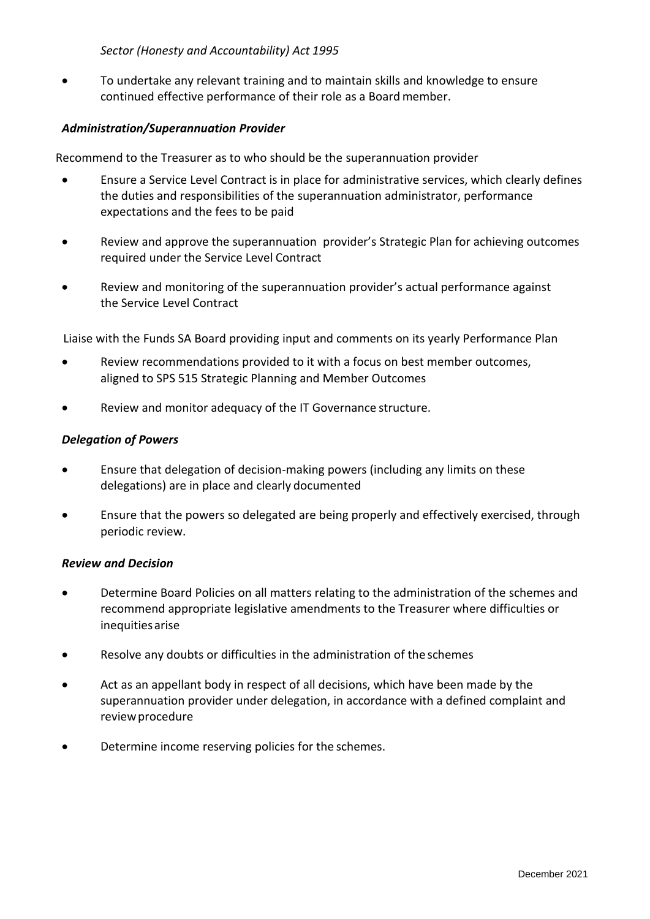*Sector (Honesty and Accountability) Act 1995*

- To undertake any relevant training and to maintain skills and knowledge to ensure continued effective performance of their role as a Board member.

***Administration/Superannuation Provider***

Recommend to the Treasurer as to who should be the superannuation provider

- Ensure a Service Level Contract is in place for administrative services, which clearly defines the duties and responsibilities of the superannuation administrator, performance expectations and the fees to be paid
- Review and approve the superannuation provider's Strategic Plan for achieving outcomes required under the Service Level Contract
- Review and monitoring of the superannuation provider's actual performance against the Service Level Contract

Liaise with the Funds SA Board providing input and comments on its yearly Performance Plan

- Review recommendations provided to it with a focus on best member outcomes, aligned to SPS 515 Strategic Planning and Member Outcomes
- Review and monitor adequacy of the IT Governance structure.

***Delegation of Powers***

- Ensure that delegation of decision-making powers (including any limits on these delegations) are in place and clearly documented
- Ensure that the powers so delegated are being properly and effectively exercised, through periodic review.

***Review and Decision***

- Determine Board Policies on all matters relating to the administration of the schemes and recommend appropriate legislative amendments to the Treasurer where difficulties or inequities arise
- Resolve any doubts or difficulties in the administration of the schemes
- Act as an appellant body in respect of all decisions, which have been made by the superannuation provider under delegation, in accordance with a defined complaint and review procedure
- Determine income reserving policies for the schemes.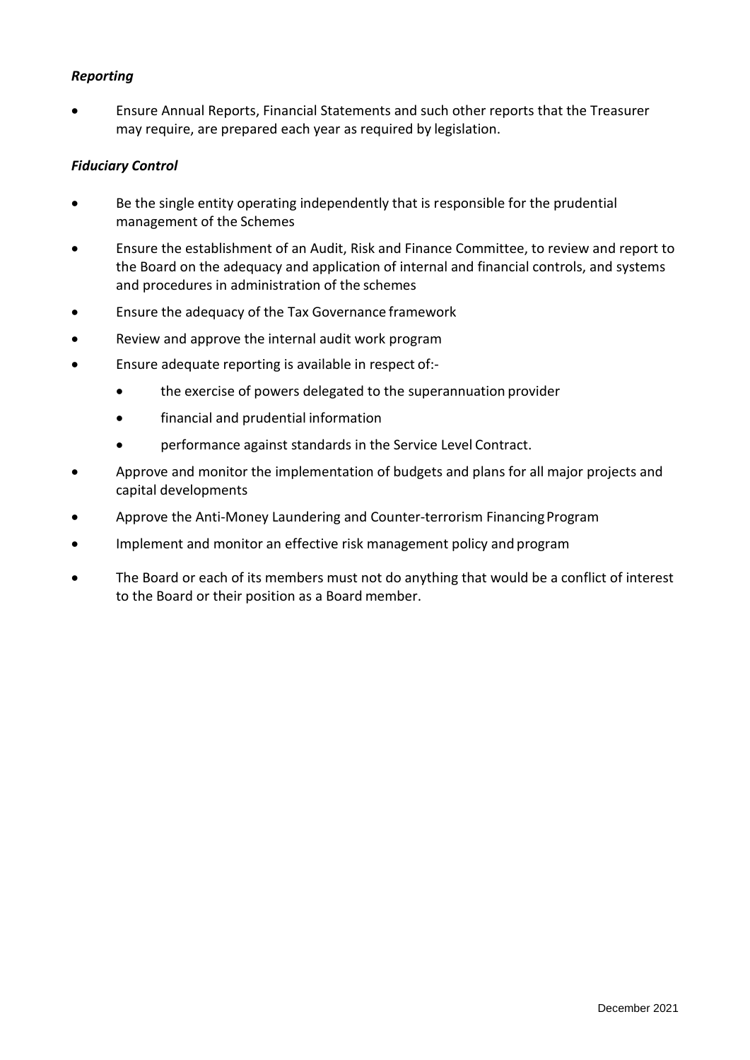***Reporting***

- Ensure Annual Reports, Financial Statements and such other reports that the Treasurer may require, are prepared each year as required by legislation.

***Fiduciary Control***

- Be the single entity operating independently that is responsible for the prudential management of the Schemes
- Ensure the establishment of an Audit, Risk and Finance Committee, to review and report to the Board on the adequacy and application of internal and financial controls, and systems and procedures in administration of the schemes
- Ensure the adequacy of the Tax Governance framework
- Review and approve the internal audit work program
- Ensure adequate reporting is available in respect of:-
  - the exercise of powers delegated to the superannuation provider
  - financial and prudential information
  - performance against standards in the Service Level Contract.
- Approve and monitor the implementation of budgets and plans for all major projects and capital developments
- Approve the Anti-Money Laundering and Counter-terrorism Financing Program
- Implement and monitor an effective risk management policy and program
- The Board or each of its members must not do anything that would be a conflict of interest to the Board or their position as a Board member.